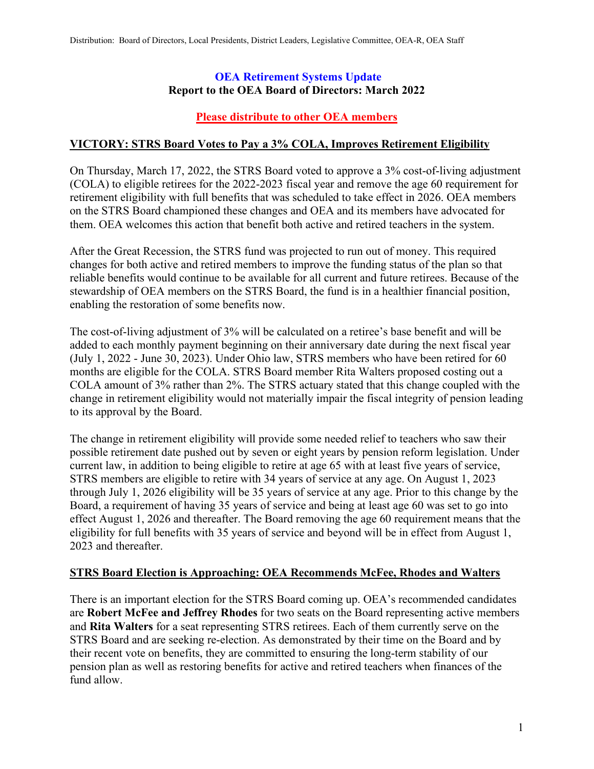Distribution: Board of Directors, Local Presidents, District Leaders, Legislative Committee, OEA-R, OEA Staff

# OEA Retirement Systems Update

## Report to the OEA Board of Directors: March 2022

**Please distribute to other OEA members**

### VICTORY: STRS Board Votes to Pay a 3% COLA, Improves Retirement Eligibility

On Thursday, March 17, 2022, the STRS Board voted to approve a 3% cost-of-living adjustment (COLA) to eligible retirees for the 2022-2023 fiscal year and remove the age 60 requirement for retirement eligibility with full benefits that was scheduled to take effect in 2026. OEA members on the STRS Board championed these changes and OEA and its members have advocated for them. OEA welcomes this action that benefit both active and retired teachers in the system.

After the Great Recession, the STRS fund was projected to run out of money. This required changes for both active and retired members to improve the funding status of the plan so that reliable benefits would continue to be available for all current and future retirees. Because of the stewardship of OEA members on the STRS Board, the fund is in a healthier financial position, enabling the restoration of some benefits now.

The cost-of-living adjustment of 3% will be calculated on a retiree's base benefit and will be added to each monthly payment beginning on their anniversary date during the next fiscal year (July 1, 2022 - June 30, 2023). Under Ohio law, STRS members who have been retired for 60 months are eligible for the COLA. STRS Board member Rita Walters proposed costing out a COLA amount of 3% rather than 2%. The STRS actuary stated that this change coupled with the change in retirement eligibility would not materially impair the fiscal integrity of pension leading to its approval by the Board.

The change in retirement eligibility will provide some needed relief to teachers who saw their possible retirement date pushed out by seven or eight years by pension reform legislation. Under current law, in addition to being eligible to retire at age 65 with at least five years of service, STRS members are eligible to retire with 34 years of service at any age. On August 1, 2023 through July 1, 2026 eligibility will be 35 years of service at any age. Prior to this change by the Board, a requirement of having 35 years of service and being at least age 60 was set to go into effect August 1, 2026 and thereafter. The Board removing the age 60 requirement means that the eligibility for full benefits with 35 years of service and beyond will be in effect from August 1, 2023 and thereafter.

### STRS Board Election is Approaching: OEA Recommends McFee, Rhodes and Walters

There is an important election for the STRS Board coming up. OEA's recommended candidates are **Robert McFee and Jeffrey Rhodes** for two seats on the Board representing active members and **Rita Walters** for a seat representing STRS retirees. Each of them currently serve on the STRS Board and are seeking re-election. As demonstrated by their time on the Board and by their recent vote on benefits, they are committed to ensuring the long-term stability of our pension plan as well as restoring benefits for active and retired teachers when finances of the fund allow.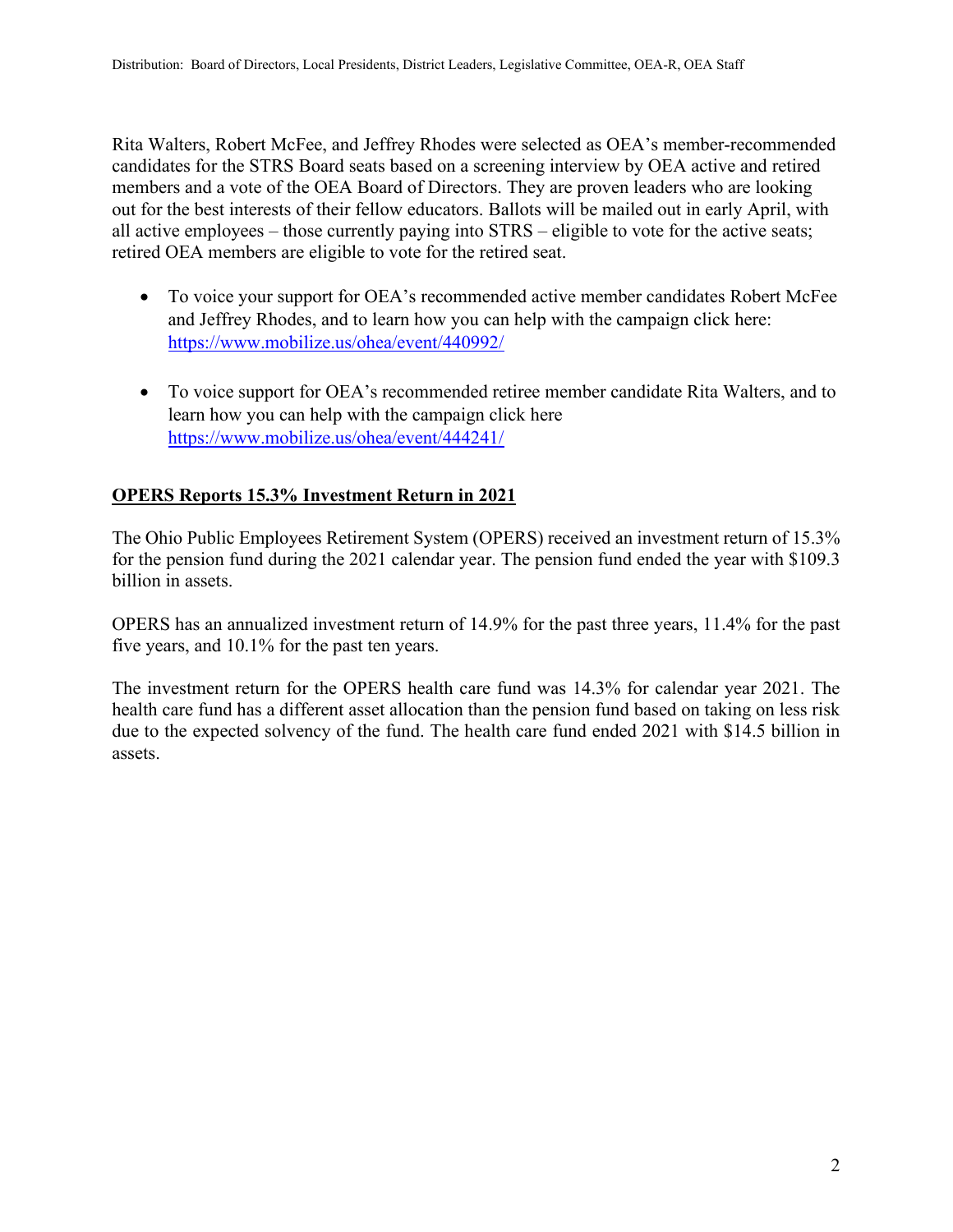Distribution: Board of Directors, Local Presidents, District Leaders, Legislative Committee, OEA-R, OEA Staff

Rita Walters, Robert McFee, and Jeffrey Rhodes were selected as OEA's member-recommended candidates for the STRS Board seats based on a screening interview by OEA active and retired members and a vote of the OEA Board of Directors. They are proven leaders who are looking out for the best interests of their fellow educators. Ballots will be mailed out in early April, with all active employees – those currently paying into STRS – eligible to vote for the active seats; retired OEA members are eligible to vote for the retired seat.

- To voice your support for OEA's recommended active member candidates Robert McFee and Jeffrey Rhodes, and to learn how you can help with the campaign click here: https://www.mobilize.us/ohea/event/440992/

- To voice support for OEA's recommended retiree member candidate Rita Walters, and to learn how you can help with the campaign click here https://www.mobilize.us/ohea/event/444241/

## OPERS Reports 15.3% Investment Return in 2021

The Ohio Public Employees Retirement System (OPERS) received an investment return of 15.3% for the pension fund during the 2021 calendar year. The pension fund ended the year with $109.3 billion in assets.

OPERS has an annualized investment return of 14.9% for the past three years, 11.4% for the past five years, and 10.1% for the past ten years.

The investment return for the OPERS health care fund was 14.3% for calendar year 2021. The health care fund has a different asset allocation than the pension fund based on taking on less risk due to the expected solvency of the fund. The health care fund ended 2021 with $14.5 billion in assets.